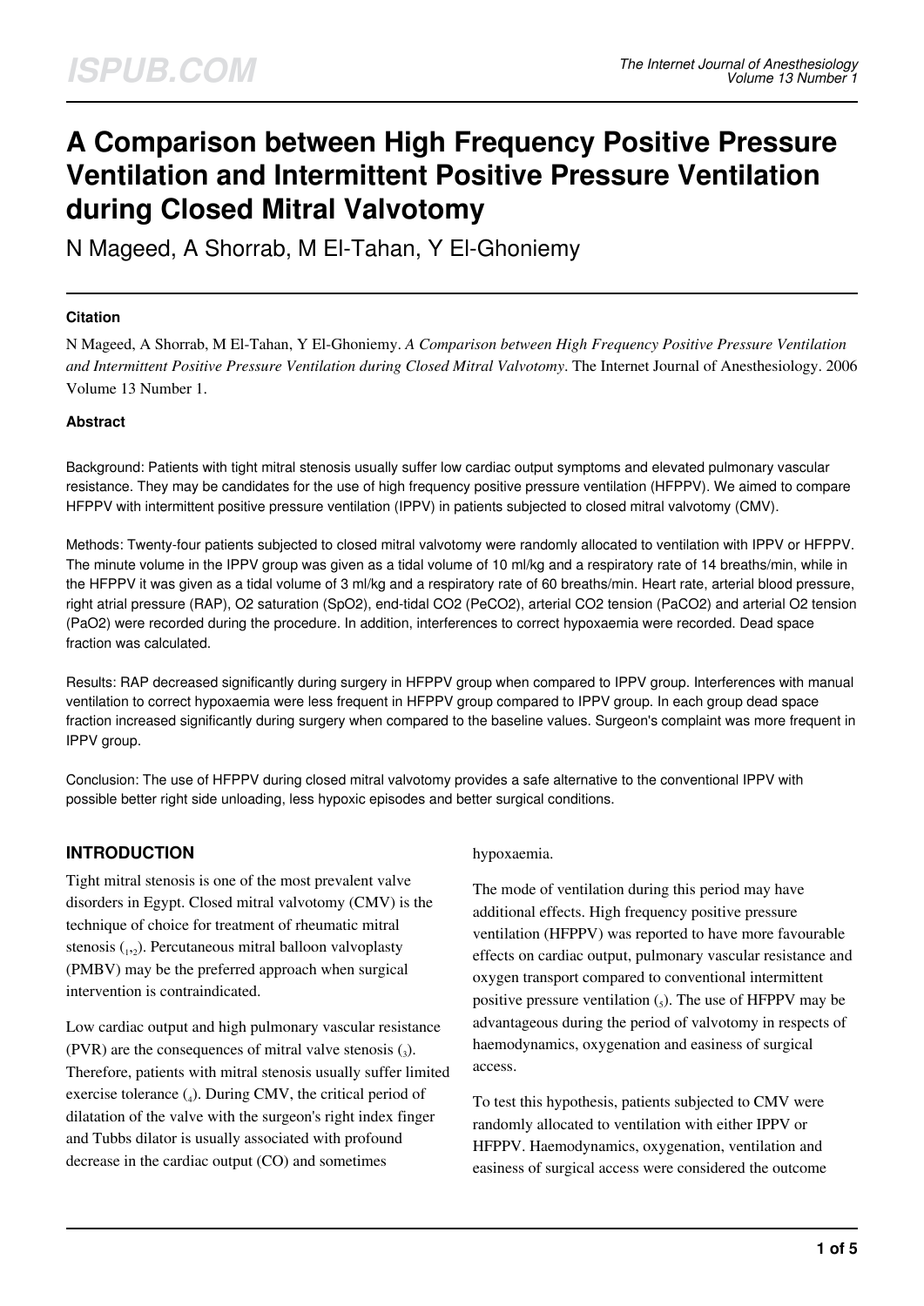# A Comparison between High Frequency Positive Pressure Ventilation and Intermittent Positive Pressure Ventilation during Closed Mitral Valvotomy

N Mageed, A Shorrab, M El-Tahan, Y El-Ghoniemy

### Citation

N Mageed, A Shorrab, M El-Tahan, Y El-Ghoniemy. *A Comparison between High Frequency Positive Pressure Ventilation and Intermittent Positive Pressure Ventilation during Closed Mitral Valvotomy*. The Internet Journal of Anesthesiology. 2006 Volume 13 Number 1.

### Abstract

Background: Patients with tight mitral stenosis usually suffer low cardiac output symptoms and elevated pulmonary vascular resistance. They may be candidates for the use of high frequency positive pressure ventilation (HFPPV). We aimed to compare HFPPV with intermittent positive pressure ventilation (IPPV) in patients subjected to closed mitral valvotomy (CMV).

Methods: Twenty-four patients subjected to closed mitral valvotomy were randomly allocated to ventilation with IPPV or HFPPV. The minute volume in the IPPV group was given as a tidal volume of 10 ml/kg and a respiratory rate of 14 breaths/min, while in the HFPPV it was given as a tidal volume of 3 ml/kg and a respiratory rate of 60 breaths/min. Heart rate, arterial blood pressure, right atrial pressure (RAP), O2 saturation (SpO2), end-tidal CO2 (PeCO2), arterial CO2 tension (PaCO2) and arterial O2 tension (PaO2) were recorded during the procedure. In addition, interferences to correct hypoxaemia were recorded. Dead space fraction was calculated.

Results: RAP decreased significantly during surgery in HFPPV group when compared to IPPV group. Interferences with manual ventilation to correct hypoxaemia were less frequent in HFPPV group compared to IPPV group. In each group dead space fraction increased significantly during surgery when compared to the baseline values. Surgeon's complaint was more frequent in IPPV group.

Conclusion: The use of HFPPV during closed mitral valvotomy provides a safe alternative to the conventional IPPV with possible better right side unloading, less hypoxic episodes and better surgical conditions.

## INTRODUCTION

Tight mitral stenosis is one of the most prevalent valve disorders in Egypt. Closed mitral valvotomy (CMV) is the technique of choice for treatment of rheumatic mitral stenosis (1,2). Percutaneous mitral balloon valvoplasty (PMBV) may be the preferred approach when surgical intervention is contraindicated.

Low cardiac output and high pulmonary vascular resistance (PVR) are the consequences of mitral valve stenosis (3). Therefore, patients with mitral stenosis usually suffer limited exercise tolerance (4). During CMV, the critical period of dilatation of the valve with the surgeon's right index finger and Tubbs dilator is usually associated with profound decrease in the cardiac output (CO) and sometimes hypoxaemia.

The mode of ventilation during this period may have additional effects. High frequency positive pressure ventilation (HFPPV) was reported to have more favourable effects on cardiac output, pulmonary vascular resistance and oxygen transport compared to conventional intermittent positive pressure ventilation (5). The use of HFPPV may be advantageous during the period of valvotomy in respects of haemodynamics, oxygenation and easiness of surgical access.

To test this hypothesis, patients subjected to CMV were randomly allocated to ventilation with either IPPV or HFPPV. Haemodynamics, oxygenation, ventilation and easiness of surgical access were considered the outcome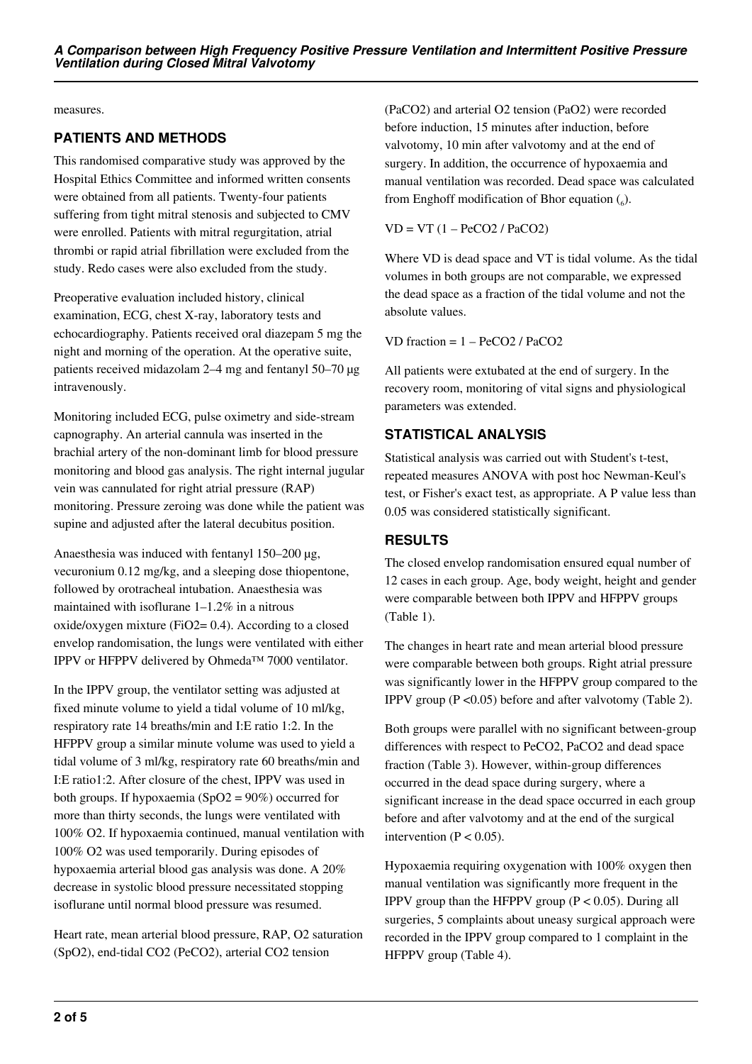measures.

## PATIENTS AND METHODS

This randomised comparative study was approved by the Hospital Ethics Committee and informed written consents were obtained from all patients. Twenty-four patients suffering from tight mitral stenosis and subjected to CMV were enrolled. Patients with mitral regurgitation, atrial thrombi or rapid atrial fibrillation were excluded from the study. Redo cases were also excluded from the study.

Preoperative evaluation included history, clinical examination, ECG, chest X-ray, laboratory tests and echocardiography. Patients received oral diazepam 5 mg the night and morning of the operation. At the operative suite, patients received midazolam 2–4 mg and fentanyl 50–70 µg intravenously.

Monitoring included ECG, pulse oximetry and side-stream capnography. An arterial cannula was inserted in the brachial artery of the non-dominant limb for blood pressure monitoring and blood gas analysis. The right internal jugular vein was cannulated for right atrial pressure (RAP) monitoring. Pressure zeroing was done while the patient was supine and adjusted after the lateral decubitus position.

Anaesthesia was induced with fentanyl 150–200 µg, vecuronium 0.12 mg/kg, and a sleeping dose thiopentone, followed by orotracheal intubation. Anaesthesia was maintained with isoflurane 1–1.2% in a nitrous oxide/oxygen mixture ($FiO_2$= 0.4). According to a closed envelop randomisation, the lungs were ventilated with either IPPV or HFPPV delivered by Ohmeda™ 7000 ventilator.

In the IPPV group, the ventilator setting was adjusted at fixed minute volume to yield a tidal volume of 10 ml/kg, respiratory rate 14 breaths/min and I:E ratio 1:2. In the HFPPV group a similar minute volume was used to yield a tidal volume of 3 ml/kg, respiratory rate 60 breaths/min and I:E ratio1:2. After closure of the chest, IPPV was used in both groups. If hypoxaemia ($SpO_2$ = 90%) occurred for more than thirty seconds, the lungs were ventilated with 100% $O_2$. If hypoxaemia continued, manual ventilation with 100% $O_2$ was used temporarily. During episodes of hypoxaemia arterial blood gas analysis was done. A 20% decrease in systolic blood pressure necessitated stopping isoflurane until normal blood pressure was resumed.

Heart rate, mean arterial blood pressure, RAP, $O_2$ saturation ($SpO_2$), end-tidal $CO_2$ ($PeCO_2$), arterial $CO_2$ tension ($PaCO_2$) and arterial $O_2$ tension ($PaO_2$) were recorded before induction, 15 minutes after induction, before valvotomy, 10 min after valvotomy and at the end of surgery. In addition, the occurrence of hypoxaemia and manual ventilation was recorded. Dead space was calculated from Enghoff modification of Bhor equation (6).

$$VD = VT\ (1 – PeCO_2 / PaCO_2)$$

Where VD is dead space and VT is tidal volume. As the tidal volumes in both groups are not comparable, we expressed the dead space as a fraction of the tidal volume and not the absolute values.

$$VD\ fraction = 1 – PeCO_2 / PaCO_2$$

All patients were extubated at the end of surgery. In the recovery room, monitoring of vital signs and physiological parameters was extended.

## STATISTICAL ANALYSIS

Statistical analysis was carried out with Student's t-test, repeated measures ANOVA with post hoc Newman-Keul's test, or Fisher's exact test, as appropriate. A P value less than 0.05 was considered statistically significant.

## RESULTS

The closed envelop randomisation ensured equal number of 12 cases in each group. Age, body weight, height and gender were comparable between both IPPV and HFPPV groups (Table 1).

The changes in heart rate and mean arterial blood pressure were comparable between both groups. Right atrial pressure was significantly lower in the HFPPV group compared to the IPPV group ($P < 0.05$) before and after valvotomy (Table 2).

Both groups were parallel with no significant between-group differences with respect to $PeCO_2$, $PaCO_2$ and dead space fraction (Table 3). However, within-group differences occurred in the dead space during surgery, where a significant increase in the dead space occurred in each group before and after valvotomy and at the end of the surgical intervention ($P < 0.05$).

Hypoxaemia requiring oxygenation with 100% oxygen then manual ventilation was significantly more frequent in the IPPV group than the HFPPV group ($P < 0.05$). During all surgeries, 5 complaints about uneasy surgical approach were recorded in the IPPV group compared to 1 complaint in the HFPPV group (Table 4).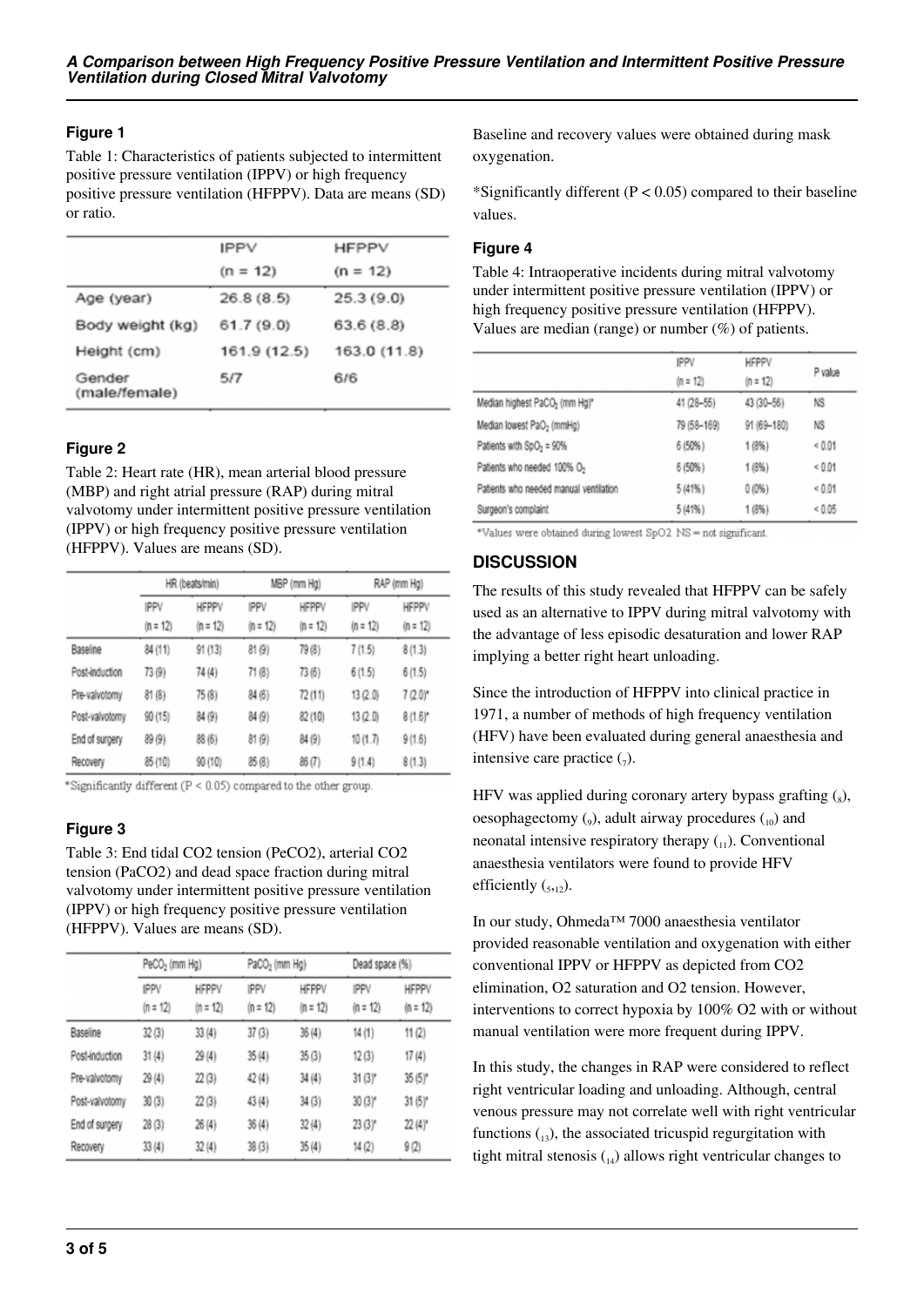### Figure 1

Table 1: Characteristics of patients subjected to intermittent positive pressure ventilation (IPPV) or high frequency positive pressure ventilation (HFPPV). Data are means (SD) or ratio.

| | IPPV (n = 12) | HFPPV (n = 12) |
|---|---|---|
| Age (year) | 26.8 (8.5) | 25.3 (9.0) |
| Body weight (kg) | 61.7 (9.0) | 63.6 (8.8) |
| Height (cm) | 161.9 (12.5) | 163.0 (11.8) |
| Gender (male/female) | 5/7 | 6/6 |

### Figure 2

Table 2: Heart rate (HR), mean arterial blood pressure (MBP) and right atrial pressure (RAP) during mitral valvotomy under intermittent positive pressure ventilation (IPPV) or high frequency positive pressure ventilation (HFPPV). Values are means (SD).

| | HR (beats/min) | | MBP (mm Hg) | | RAP (mm Hg) | |
|---|---|---|---|---|---|---|
| | IPPV (n = 12) | HFPPV (n = 12) | IPPV (n = 12) | HFPPV (n = 12) | IPPV (n = 12) | HFPPV (n = 12) |
| Baseline | 84 (11) | 91 (13) | 81 (9) | 79 (8) | 7 (1.5) | 8 (1.3) |
| Post-induction | 73 (9) | 74 (4) | 71 (8) | 73 (6) | 6 (1.5) | 6 (1.5) |
| Pre-valvotomy | 81 (8) | 75 (8) | 84 (6) | 72 (11) | 13 (2.0) | 7 (2.0)* |
| Post-valvotomy | 90 (15) | 84 (9) | 84 (9) | 82 (10) | 13 (2.0) | 8 (1.6)* |
| End of surgery | 89 (9) | 88 (6) | 81 (9) | 84 (9) | 10 (1.7) | 9 (1.6) |
| Recovery | 85 (10) | 90 (10) | 85 (8) | 86 (7) | 9 (1.4) | 8 (1.3) |

*Significantly different ($P < 0.05$) compared to the other group.

### Figure 3

Table 3: End tidal CO2 tension (PeCO2), arterial CO2 tension (PaCO2) and dead space fraction during mitral valvotomy under intermittent positive pressure ventilation (IPPV) or high frequency positive pressure ventilation (HFPPV). Values are means (SD).

| | $PeCO_2$ (mm Hg) | | $PaCO_2$ (mm Hg) | | Dead space (%) | |
|---|---|---|---|---|---|---|
| | IPPV (n = 12) | HFPPV (n = 12) | IPPV (n = 12) | HFPPV (n = 12) | IPPV (n = 12) | HFPPV (n = 12) |
| Baseline | 32 (3) | 33 (4) | 37 (3) | 36 (4) | 14 (1) | 11 (2) |
| Post-induction | 31 (4) | 29 (4) | 35 (4) | 35 (3) | 12 (3) | 17 (4) |
| Pre-valvotomy | 29 (4) | 22 (3) | 42 (4) | 34 (4) | 31 (3)* | 35 (5)* |
| Post-valvotomy | 30 (3) | 22 (3) | 43 (4) | 34 (3) | 30 (3)* | 31 (5)* |
| End of surgery | 28 (3) | 26 (4) | 36 (4) | 32 (4) | 23 (3)* | 22 (4)* |
| Recovery | 33 (4) | 32 (4) | 38 (3) | 35 (4) | 14 (2) | 9 (2) |

Baseline and recovery values were obtained during mask oxygenation.

*Significantly different ($P < 0.05$) compared to their baseline values.

### Figure 4

Table 4: Intraoperative incidents during mitral valvotomy under intermittent positive pressure ventilation (IPPV) or high frequency positive pressure ventilation (HFPPV). Values are median (range) or number (%) of patients.

| | IPPV (n = 12) | HFPPV (n = 12) | P value |
|---|---|---|---|
| Median highest $PaCO_2$ (mm Hg)* | 41 (28–55) | 43 (30–56) | NS |
| Median lowest $PaO_2$ (mmHg) | 79 (58–169) | 91 (69–180) | NS |
| Patients with $SpO_2$ = 90% | 6 (50%) | 1 (8%) | < 0.01 |
| Patients who needed 100% $O_2$ | 6 (50%) | 1 (8%) | < 0.01 |
| Patients who needed manual ventilation | 5 (41%) | 0 (0%) | < 0.01 |
| Surgeon's complaint | 5 (41%) | 1 (8%) | < 0.05 |

*Values were obtained during lowest SpO2. NS = not significant.

## DISCUSSION

The results of this study revealed that HFPPV can be safely used as an alternative to IPPV during mitral valvotomy with the advantage of less episodic desaturation and lower RAP implying a better right heart unloading.

Since the introduction of HFPPV into clinical practice in 1971, a number of methods of high frequency ventilation (HFV) have been evaluated during general anaesthesia and intensive care practice (7).

HFV was applied during coronary artery bypass grafting (8), oesophagectomy (9), adult airway procedures (10) and neonatal intensive respiratory therapy (11). Conventional anaesthesia ventilators were found to provide HFV efficiently (5,12).

In our study, Ohmeda™ 7000 anaesthesia ventilator provided reasonable ventilation and oxygenation with either conventional IPPV or HFPPV as depicted from CO2 elimination, O2 saturation and O2 tension. However, interventions to correct hypoxia by 100% O2 with or without manual ventilation were more frequent during IPPV.

In this study, the changes in RAP were considered to reflect right ventricular loading and unloading. Although, central venous pressure may not correlate well with right ventricular functions (13), the associated tricuspid regurgitation with tight mitral stenosis (14) allows right ventricular changes to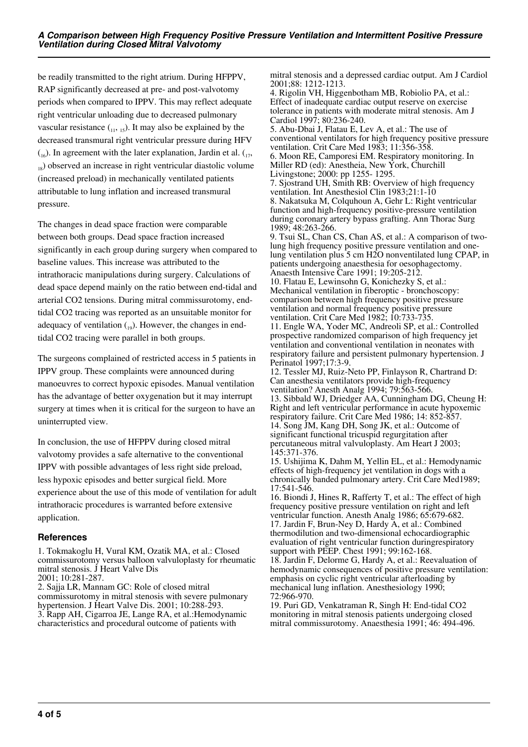be readily transmitted to the right atrium. During HFPPV, RAP significantly decreased at pre- and post-valvotomy periods when compared to IPPV. This may reflect adequate right ventricular unloading due to decreased pulmonary vascular resistance [11, 15]. It may also be explained by the decreased transmural right ventricular pressure during HFV [16]. In agreement with the later explanation, Jardin et al. [17, 18] observed an increase in right ventricular diastolic volume (increased preload) in mechanically ventilated patients attributable to lung inflation and increased transmural pressure.

The changes in dead space fraction were comparable between both groups. Dead space fraction increased significantly in each group during surgery when compared to baseline values. This increase was attributed to the intrathoracic manipulations during surgery. Calculations of dead space depend mainly on the ratio between end-tidal and arterial $CO_2$ tensions. During mitral commissurotomy, end-tidal $CO_2$ tracing was reported as an unsuitable monitor for adequacy of ventilation [19]. However, the changes in end-tidal $CO_2$ tracing were parallel in both groups.

The surgeons complained of restricted access in 5 patients in IPPV group. These complaints were announced during manoeuvres to correct hypoxic episodes. Manual ventilation has the advantage of better oxygenation but it may interrupt surgery at times when it is critical for the surgeon to have an uninterrupted view.

In conclusion, the use of HFPPV during closed mitral valvotomy provides a safe alternative to the conventional IPPV with possible advantages of less right side preload, less hypoxic episodes and better surgical field. More experience about the use of this mode of ventilation for adult intrathoracic procedures is warranted before extensive application.

## References

1. Tokmakoglu H, Vural KM, Ozatik MA, et al.: Closed commissurotomy versus balloon valvuloplasty for rheumatic mitral stenosis. J Heart Valve Dis 2001; 10:281-287.
2. Sajja LR, Mannam GC: Role of closed mitral commissurotomy in mitral stenosis with severe pulmonary hypertension. J Heart Valve Dis. 2001; 10:288-293.
3. Rapp AH, Cigarroa JE, Lange RA, et al.:Hemodynamic characteristics and procedural outcome of patients with mitral stenosis and a depressed cardiac output. Am J Cardiol 2001;88: 1212-1213.
4. Rigolin VH, Higgenbotham MB, Robiolio PA, et al.: Effect of inadequate cardiac output reserve on exercise tolerance in patients with moderate mitral stenosis. Am J Cardiol 1997; 80:236-240.
5. Abu-Dbai J, Flatau E, Lev A, et al.: The use of conventional ventilators for high frequency positive pressure ventilation. Crit Care Med 1983; 11:356-358.
6. Moon RE, Camporesi EM. Respiratory monitoring. In Miller RD (ed): Anestheia, New York, Churchill Livingstone; 2000: pp 1255- 1295.
7. Sjostrand UH, Smith RB: Overview of high frequency ventilation. Int Anesthesiol Clin 1983;21:1-10
8. Nakatsuka M, Colquhoun A, Gehr L: Right ventricular function and high-frequency positive-pressure ventilation during coronary artery bypass grafting. Ann Thorac Surg 1989; 48:263-266.
9. Tsui SL, Chan CS, Chan AS, et al.: A comparison of two-lung high frequency positive pressure ventilation and one-lung ventilation plus 5 cm $H_2O$ nonventilated lung CPAP, in patients undergoing anaesthesia for oesophagectomy. Anaesth Intensive Care 1991; 19:205-212.
10. Flatau E, Lewinsohn G, Konichezky S, et al.: Mechanical ventilation in fiberoptic - bronchoscopy: comparison between high frequency positive pressure ventilation and normal frequency positive pressure ventilation. Crit Care Med 1982; 10:733-735.
11. Engle WA, Yoder MC, Andreoli SP, et al.: Controlled prospective randomized comparison of high frequency jet ventilation and conventional ventilation in neonates with respiratory failure and persistent pulmonary hypertension. J Perinatol 1997;17:3-9.
12. Tessler MJ, Ruiz-Neto PP, Finlayson R, Chartrand D: Can anesthesia ventilators provide high-frequency ventilation? Anesth Analg 1994; 79:563-566.
13. Sibbald WJ, Driedger AA, Cunningham DG, Cheung H: Right and left ventricular performance in acute hypoxemic respiratory failure. Crit Care Med 1986; 14: 852-857.
14. Song JM, Kang DH, Song JK, et al.: Outcome of significant functional tricuspid regurgitation after percutaneous mitral valvuloplasty. Am Heart J 2003; 145:371-376.
15. Ushijima K, Dahm M, Yellin EL, et al.: Hemodynamic effects of high-frequency jet ventilation in dogs with a chronically banded pulmonary artery. Crit Care Med1989; 17:541-546.
16. Biondi J, Hines R, Rafferty T, et al.: The effect of high frequency positive pressure ventilation on right and left ventricular function. Anesth Analg 1986; 65:679-682.
17. Jardin F, Brun-Ney D, Hardy A, et al.: Combined thermodilution and two-dimensional echocardiographic evaluation of right ventricular function duringrespiratory support with PEEP. Chest 1991; 99:162-168.
18. Jardin F, Delorme G, Hardy A, et al.: Reevaluation of hemodynamic consequences of positive pressure ventilation: emphasis on cyclic right ventricular afterloading by mechanical lung inflation. Anesthesiology 1990; 72:966-970.
19. Puri GD, Venkatraman R, Singh H: End-tidal $CO_2$ monitoring in mitral stenosis patients undergoing closed mitral commissurotomy. Anaesthesia 1991; 46: 494-496.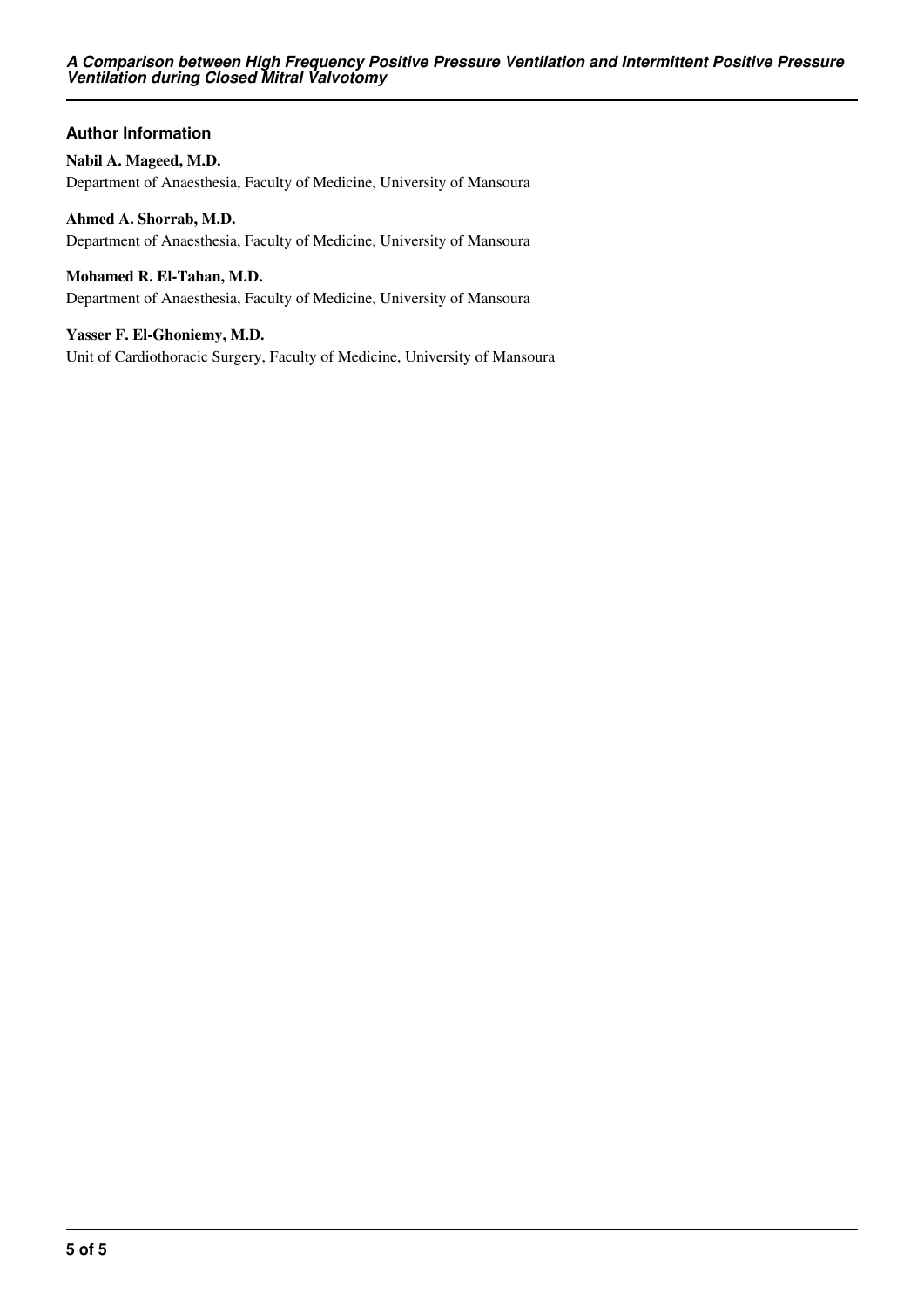### Author Information

**Nabil A. Mageed, M.D.**
Department of Anaesthesia, Faculty of Medicine, University of Mansoura

**Ahmed A. Shorrab, M.D.**
Department of Anaesthesia, Faculty of Medicine, University of Mansoura

**Mohamed R. El-Tahan, M.D.**
Department of Anaesthesia, Faculty of Medicine, University of Mansoura

**Yasser F. El-Ghoniemy, M.D.**
Unit of Cardiothoracic Surgery, Faculty of Medicine, University of Mansoura